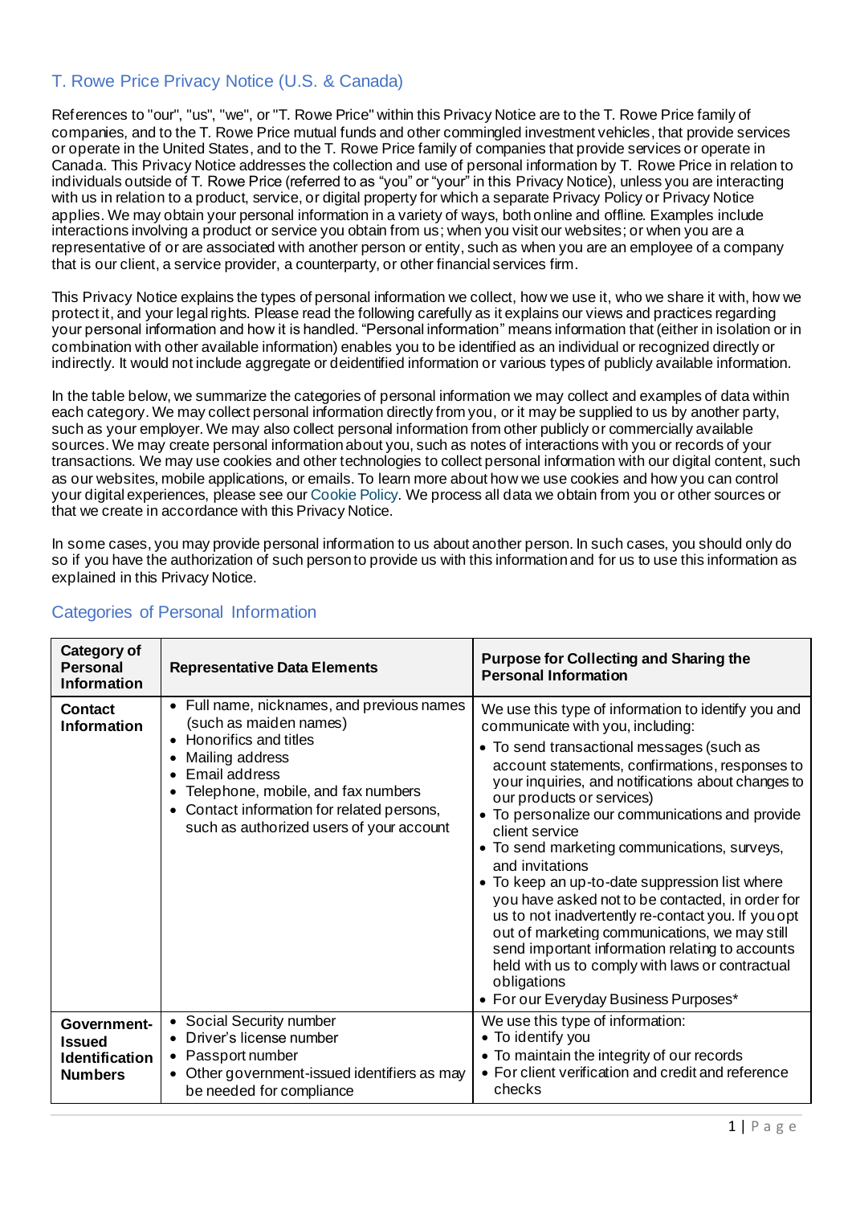## T. Rowe Price Privacy Notice (U.S. & Canada)

References to "our", "us", "we", or "T. Rowe Price" within this Privacy Notice are to the T. Rowe Price family of companies, and to the T. Rowe Price mutual funds and other commingled investment vehicles, that provide services or operate in the United States, and to the T. Rowe Price family of companies that provide services or operate in Canada. This Privacy Notice addresses the collection and use of personal information by T. Rowe Price in relation to individuals outside of T. Rowe Price (referred to as "you" or "your" in this Privacy Notice), unless you are interacting with us in relation to a product, service, or digital property for which a separate Privacy Policy or Privacy Notice applies. We may obtain your personal information in a variety of ways, both online and offline. Examples include interactions involving a product or service you obtain from us; when you visit our websites; or when you are a representative of or are associated with another person or entity, such as when you are an employee of a company that is our client, a service provider, a counterparty, or other financial services firm.

This Privacy Notice explains the types of personal information we collect, how we use it, who we share it with, how we protect it, and your legal rights. Please read the following carefully as it explains our views and practices regarding your personal information and how it is handled. "Personal information" means information that (either in isolation or in combination with other available information) enables you to be identified as an individual or recognized directly or indirectly. It would not include aggregate or deidentified information or various types of publicly available information.

In the table below, we summarize the categories of personal information we may collect and examples of data within each category. We may collect personal information directly from you, or it may be supplied to us by another party, such as your employer. We may also collect personal information from other publicly or commercially available sources. We may create personal information about you, such as notes of interactions with you or records of your transactions. We may use cookies and other technologies to collect personal information with our digital content, such as our websites, mobile applications, or emails. To learn more about how we use cookies and how you can control your digital experiences, please see our Cookie Policy. We process all data we obtain from you or other sources or that we create in accordance with this Privacy Notice.

In some cases, you may provide personal information to us about another person. In such cases, you should only do so if you have the authorization of such person to provide us with this information and for us to use this information as explained in this Privacy Notice.

### Categories of Personal Information

| Category of Personal Information | Representative Data Elements | Purpose for Collecting and Sharing the Personal Information |
|---|---|---|
| **Contact Information** | • Full name, nicknames, and previous names (such as maiden names)<br>• Honorifics and titles<br>• Mailing address<br>• Email address<br>• Telephone, mobile, and fax numbers<br>• Contact information for related persons, such as authorized users of your account | We use this type of information to identify you and communicate with you, including:<br>• To send transactional messages (such as account statements, confirmations, responses to your inquiries, and notifications about changes to our products or services)<br>• To personalize our communications and provide client service<br>• To send marketing communications, surveys, and invitations<br>• To keep an up-to-date suppression list where you have asked not to be contacted, in order for us to not inadvertently re-contact you. If you opt out of marketing communications, we may still send important information relating to accounts held with us to comply with laws or contractual obligations<br>• For our Everyday Business Purposes* |
| **Government-Issued Identification Numbers** | • Social Security number<br>• Driver's license number<br>• Passport number<br>• Other government-issued identifiers as may be needed for compliance | We use this type of information:<br>• To identify you<br>• To maintain the integrity of our records<br>• For client verification and credit and reference checks |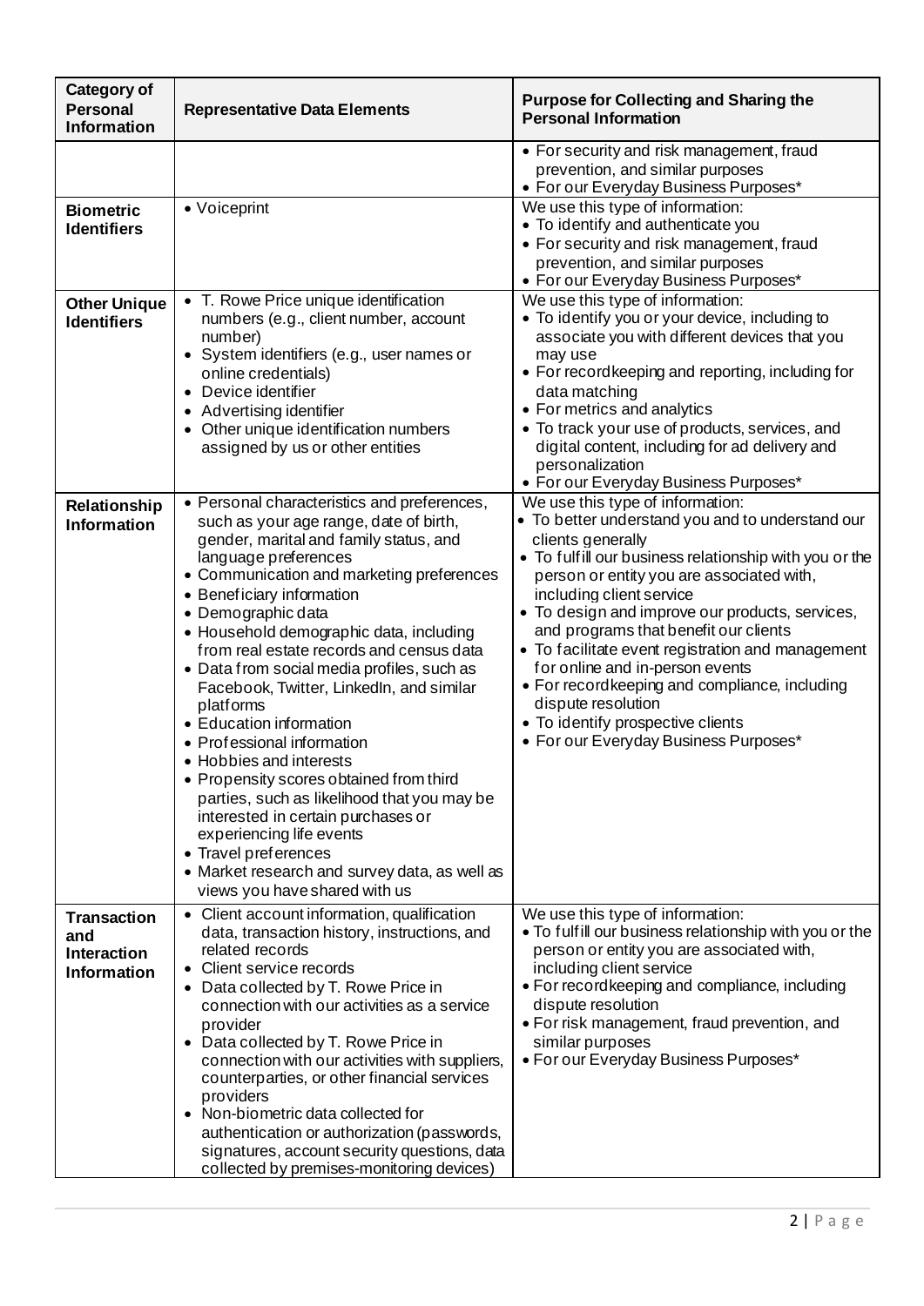| Category of Personal Information | Representative Data Elements | Purpose for Collecting and Sharing the Personal Information |
|---|---|---|
| | | • For security and risk management, fraud prevention, and similar purposes<br>• For our Everyday Business Purposes* |
| **Biometric Identifiers** | • Voiceprint | We use this type of information:<br>• To identify and authenticate you<br>• For security and risk management, fraud prevention, and similar purposes<br>• For our Everyday Business Purposes* |
| **Other Unique Identifiers** | • T. Rowe Price unique identification numbers (e.g., client number, account number)<br>• System identifiers (e.g., user names or online credentials)<br>• Device identifier<br>• Advertising identifier<br>• Other unique identification numbers assigned by us or other entities | We use this type of information:<br>• To identify you or your device, including to associate you with different devices that you may use<br>• For recordkeeping and reporting, including for data matching<br>• For metrics and analytics<br>• To track your use of products, services, and digital content, including for ad delivery and personalization<br>• For our Everyday Business Purposes* |
| **Relationship Information** | • Personal characteristics and preferences, such as your age range, date of birth, gender, marital and family status, and language preferences<br>• Communication and marketing preferences<br>• Beneficiary information<br>• Demographic data<br>• Household demographic data, including from real estate records and census data<br>• Data from social media profiles, such as Facebook, Twitter, LinkedIn, and similar platforms<br>• Education information<br>• Professional information<br>• Hobbies and interests<br>• Propensity scores obtained from third parties, such as likelihood that you may be interested in certain purchases or experiencing life events<br>• Travel preferences<br>• Market research and survey data, as well as views you have shared with us | We use this type of information:<br>• To better understand you and to understand our clients generally<br>• To fulfill our business relationship with you or the person or entity you are associated with, including client service<br>• To design and improve our products, services, and programs that benefit our clients<br>• To facilitate event registration and management for online and in-person events<br>• For recordkeeping and compliance, including dispute resolution<br>• To identify prospective clients<br>• For our Everyday Business Purposes* |
| **Transaction and Interaction Information** | • Client account information, qualification data, transaction history, instructions, and related records<br>• Client service records<br>• Data collected by T. Rowe Price in connection with our activities as a service provider<br>• Data collected by T. Rowe Price in connection with our activities with suppliers, counterparties, or other financial services providers<br>• Non-biometric data collected for authentication or authorization (passwords, signatures, account security questions, data collected by premises-monitoring devices) | We use this type of information:<br>• To fulfill our business relationship with you or the person or entity you are associated with, including client service<br>• For recordkeeping and compliance, including dispute resolution<br>• For risk management, fraud prevention, and similar purposes<br>• For our Everyday Business Purposes* |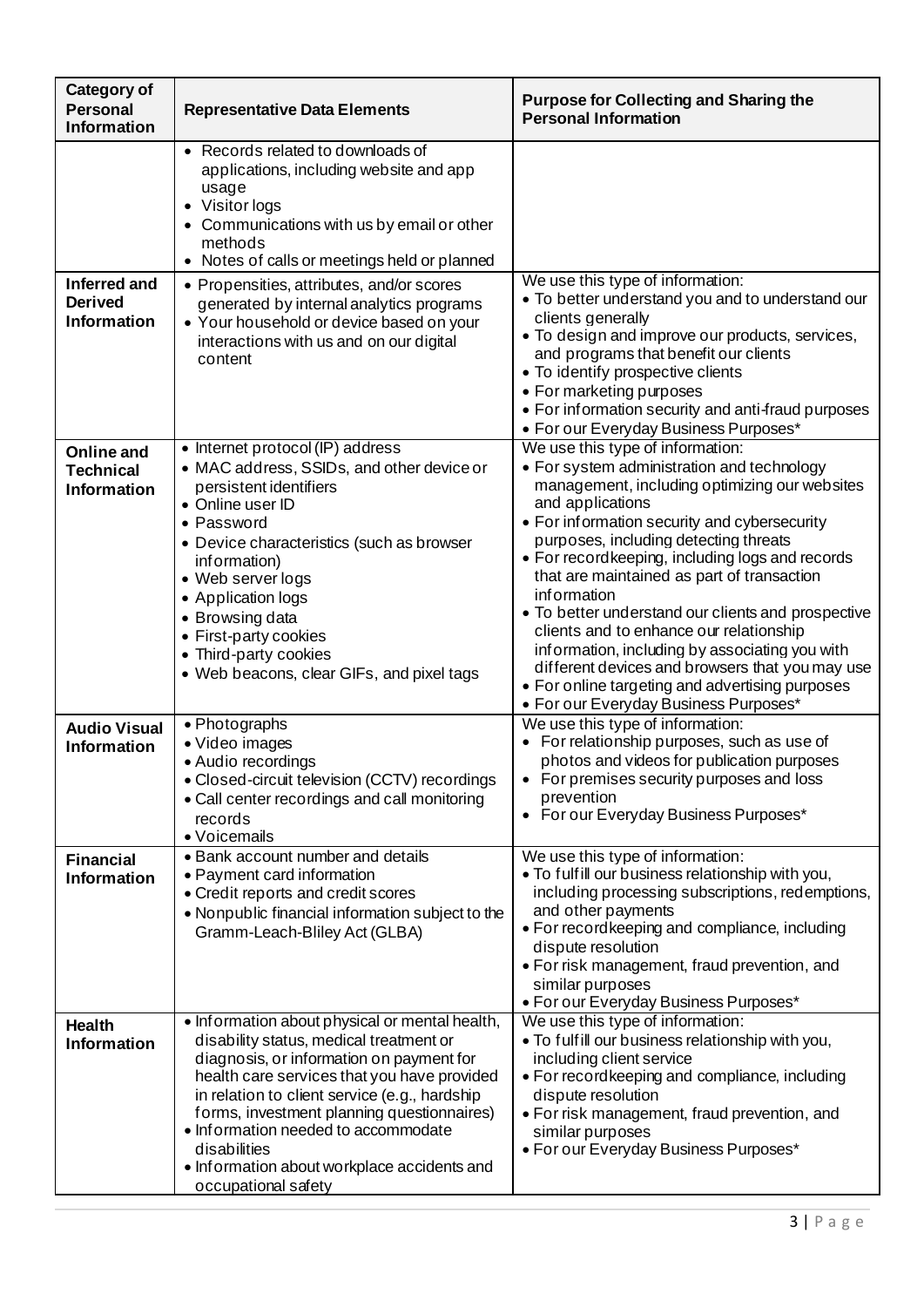| Category of Personal Information | Representative Data Elements | Purpose for Collecting and Sharing the Personal Information |
|---|---|---|
| | • Records related to downloads of applications, including website and app usage<br>• Visitor logs<br>• Communications with us by email or other methods<br>• Notes of calls or meetings held or planned | |
| **Inferred and Derived Information** | • Propensities, attributes, and/or scores generated by internal analytics programs<br>• Your household or device based on your interactions with us and on our digital content | We use this type of information:<br>• To better understand you and to understand our clients generally<br>• To design and improve our products, services, and programs that benefit our clients<br>• To identify prospective clients<br>• For marketing purposes<br>• For information security and anti-fraud purposes<br>• For our Everyday Business Purposes* |
| **Online and Technical Information** | • Internet protocol (IP) address<br>• MAC address, SSIDs, and other device or persistent identifiers<br>• Online user ID<br>• Password<br>• Device characteristics (such as browser information)<br>• Web server logs<br>• Application logs<br>• Browsing data<br>• First-party cookies<br>• Third-party cookies<br>• Web beacons, clear GIFs, and pixel tags | We use this type of information:<br>• For system administration and technology management, including optimizing our websites and applications<br>• For information security and cybersecurity purposes, including detecting threats<br>• For recordkeeping, including logs and records that are maintained as part of transaction information<br>• To better understand our clients and prospective clients and to enhance our relationship information, including by associating you with different devices and browsers that you may use<br>• For online targeting and advertising purposes<br>• For our Everyday Business Purposes* |
| **Audio Visual Information** | • Photographs<br>• Video images<br>• Audio recordings<br>• Closed-circuit television (CCTV) recordings<br>• Call center recordings and call monitoring records<br>• Voicemails | We use this type of information:<br>• For relationship purposes, such as use of photos and videos for publication purposes<br>• For premises security purposes and loss prevention<br>• For our Everyday Business Purposes* |
| **Financial Information** | • Bank account number and details<br>• Payment card information<br>• Credit reports and credit scores<br>• Nonpublic financial information subject to the Gramm-Leach-Bliley Act (GLBA) | We use this type of information:<br>• To fulfill our business relationship with you, including processing subscriptions, redemptions, and other payments<br>• For recordkeeping and compliance, including dispute resolution<br>• For risk management, fraud prevention, and similar purposes<br>• For our Everyday Business Purposes* |
| **Health Information** | • Information about physical or mental health, disability status, medical treatment or diagnosis, or information on payment for health care services that you have provided in relation to client service (e.g., hardship forms, investment planning questionnaires)<br>• Information needed to accommodate disabilities<br>• Information about workplace accidents and occupational safety | We use this type of information:<br>• To fulfill our business relationship with you, including client service<br>• For recordkeeping and compliance, including dispute resolution<br>• For risk management, fraud prevention, and similar purposes<br>• For our Everyday Business Purposes* |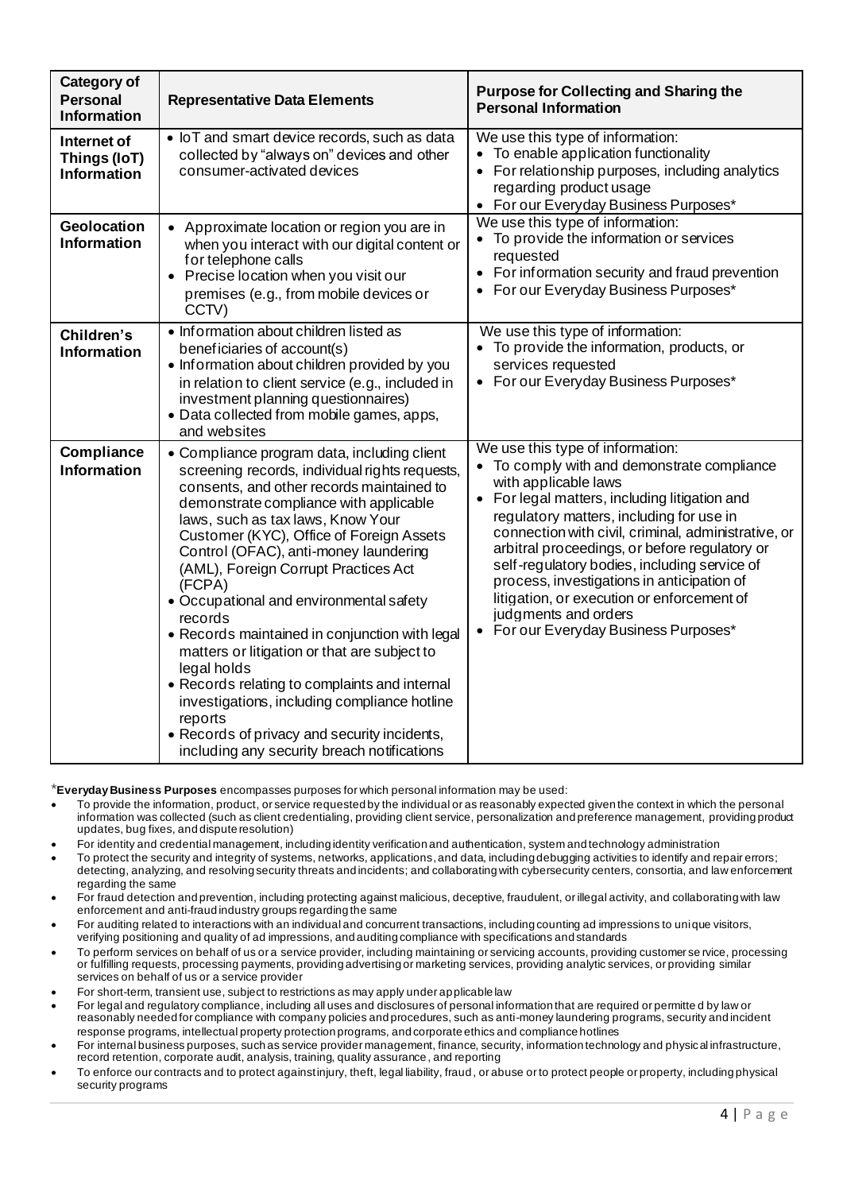| Category of Personal Information | Representative Data Elements | Purpose for Collecting and Sharing the Personal Information |
|---|---|---|
| **Internet of Things (IoT) Information** | • IoT and smart device records, such as data collected by "always on" devices and other consumer-activated devices | We use this type of information:<br>• To enable application functionality<br>• For relationship purposes, including analytics regarding product usage<br>• For our Everyday Business Purposes* |
| **Geolocation Information** | • Approximate location or region you are in when you interact with our digital content or for telephone calls<br>• Precise location when you visit our premises (e.g., from mobile devices or CCTV) | We use this type of information:<br>• To provide the information or services requested<br>• For information security and fraud prevention<br>• For our Everyday Business Purposes* |
| **Children's Information** | • Information about children listed as beneficiaries of account(s)<br>• Information about children provided by you in relation to client service (e.g., included in investment planning questionnaires)<br>• Data collected from mobile games, apps, and websites | We use this type of information:<br>• To provide the information, products, or services requested<br>• For our Everyday Business Purposes* |
| **Compliance Information** | • Compliance program data, including client screening records, individual rights requests, consents, and other records maintained to demonstrate compliance with applicable laws, such as tax laws, Know Your Customer (KYC), Office of Foreign Assets Control (OFAC), anti-money laundering (AML), Foreign Corrupt Practices Act (FCPA)<br>• Occupational and environmental safety records<br>• Records maintained in conjunction with legal matters or litigation or that are subject to legal holds<br>• Records relating to complaints and internal investigations, including compliance hotline reports<br>• Records of privacy and security incidents, including any security breach notifications | We use this type of information:<br>• To comply with and demonstrate compliance with applicable laws<br>• For legal matters, including litigation and regulatory matters, including for use in connection with civil, criminal, administrative, or arbitral proceedings, or before regulatory or self-regulatory bodies, including service of process, investigations in anticipation of litigation, or execution or enforcement of judgments and orders<br>• For our Everyday Business Purposes* |

*__Everyday Business Purposes__ encompasses purposes for which personal information may be used:

- To provide the information, product, or service requested by the individual or as reasonably expected given the context in which the personal information was collected (such as client credentialing, providing client service, personalization and preference management, providing product updates, bug fixes, and dispute resolution)
- For identity and credential management, including identity verification and authentication, system and technology administration
- To protect the security and integrity of systems, networks, applications, and data, including debugging activities to identify and repair errors; detecting, analyzing, and resolving security threats and incidents; and collaborating with cybersecurity centers, consortia, and law enforcement regarding the same
- For fraud detection and prevention, including protecting against malicious, deceptive, fraudulent, or illegal activity, and collaborating with law enforcement and anti-fraud industry groups regarding the same
- For auditing related to interactions with an individual and concurrent transactions, including counting ad impressions to unique visitors, verifying positioning and quality of ad impressions, and auditing compliance with specifications and standards
- To perform services on behalf of us or a service provider, including maintaining or servicing accounts, providing customer service, processing or fulfilling requests, processing payments, providing advertising or marketing services, providing analytic services, or providing similar services on behalf of us or a service provider
- For short-term, transient use, subject to restrictions as may apply under applicable law
- For legal and regulatory compliance, including all uses and disclosures of personal information that are required or permitted by law or reasonably needed for compliance with company policies and procedures, such as anti-money laundering programs, security and incident response programs, intellectual property protection programs, and corporate ethics and compliance hotlines
- For internal business purposes, such as service provider management, finance, security, information technology and physical infrastructure, record retention, corporate audit, analysis, training, quality assurance, and reporting
- To enforce our contracts and to protect against injury, theft, legal liability, fraud, or abuse or to protect people or property, including physical security programs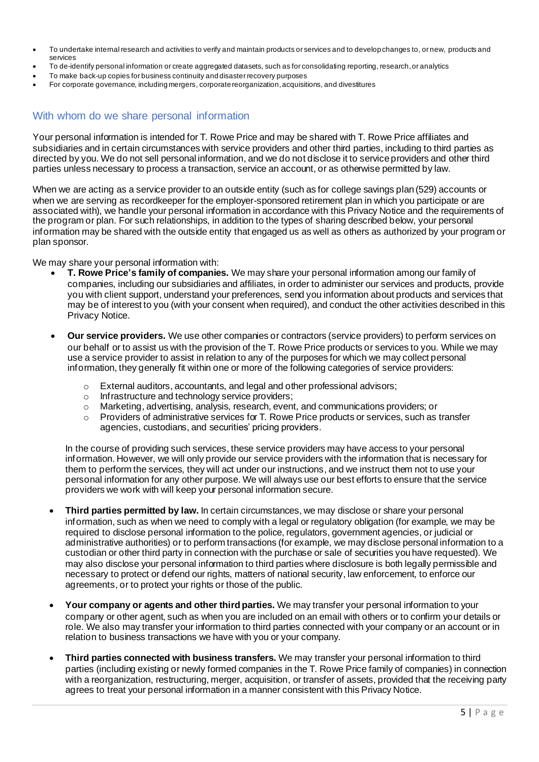- To undertake internal research and activities to verify and maintain products or services and to develop changes to, or new, products and services
- To de-identify personal information or create aggregated datasets, such as for consolidating reporting, research, or analytics
- To make back-up copies for business continuity and disaster recovery purposes
- For corporate governance, including mergers, corporate reorganization, acquisitions, and divestitures

## With whom do we share personal information

Your personal information is intended for T. Rowe Price and may be shared with T. Rowe Price affiliates and subsidiaries and in certain circumstances with service providers and other third parties, including to third parties as directed by you. We do not sell personal information, and we do not disclose it to service providers and other third parties unless necessary to process a transaction, service an account, or as otherwise permitted by law.

When we are acting as a service provider to an outside entity (such as for college savings plan (529) accounts or when we are serving as recordkeeper for the employer-sponsored retirement plan in which you participate or are associated with), we handle your personal information in accordance with this Privacy Notice and the requirements of the program or plan. For such relationships, in addition to the types of sharing described below, your personal information may be shared with the outside entity that engaged us as well as others as authorized by your program or plan sponsor.

We may share your personal information with:

- **T. Rowe Price's family of companies.** We may share your personal information among our family of companies, including our subsidiaries and affiliates, in order to administer our services and products, provide you with client support, understand your preferences, send you information about products and services that may be of interest to you (with your consent when required), and conduct the other activities described in this Privacy Notice.

- **Our service providers.** We use other companies or contractors (service providers) to perform services on our behalf or to assist us with the provision of the T. Rowe Price products or services to you. While we may use a service provider to assist in relation to any of the purposes for which we may collect personal information, they generally fit within one or more of the following categories of service providers:

  - External auditors, accountants, and legal and other professional advisors;
  - Infrastructure and technology service providers;
  - Marketing, advertising, analysis, research, event, and communications providers; or
  - Providers of administrative services for T. Rowe Price products or services, such as transfer agencies, custodians, and securities' pricing providers.

  In the course of providing such services, these service providers may have access to your personal information. However, we will only provide our service providers with the information that is necessary for them to perform the services, they will act under our instructions, and we instruct them not to use your personal information for any other purpose. We will always use our best efforts to ensure that the service providers we work with will keep your personal information secure.

- **Third parties permitted by law.** In certain circumstances, we may disclose or share your personal information, such as when we need to comply with a legal or regulatory obligation (for example, we may be required to disclose personal information to the police, regulators, government agencies, or judicial or administrative authorities) or to perform transactions (for example, we may disclose personal information to a custodian or other third party in connection with the purchase or sale of securities you have requested). We may also disclose your personal information to third parties where disclosure is both legally permissible and necessary to protect or defend our rights, matters of national security, law enforcement, to enforce our agreements, or to protect your rights or those of the public.

- **Your company or agents and other third parties.** We may transfer your personal information to your company or other agent, such as when you are included on an email with others or to confirm your details or role. We also may transfer your information to third parties connected with your company or an account or in relation to business transactions we have with you or your company.

- **Third parties connected with business transfers.** We may transfer your personal information to third parties (including existing or newly formed companies in the T. Rowe Price family of companies) in connection with a reorganization, restructuring, merger, acquisition, or transfer of assets, provided that the receiving party agrees to treat your personal information in a manner consistent with this Privacy Notice.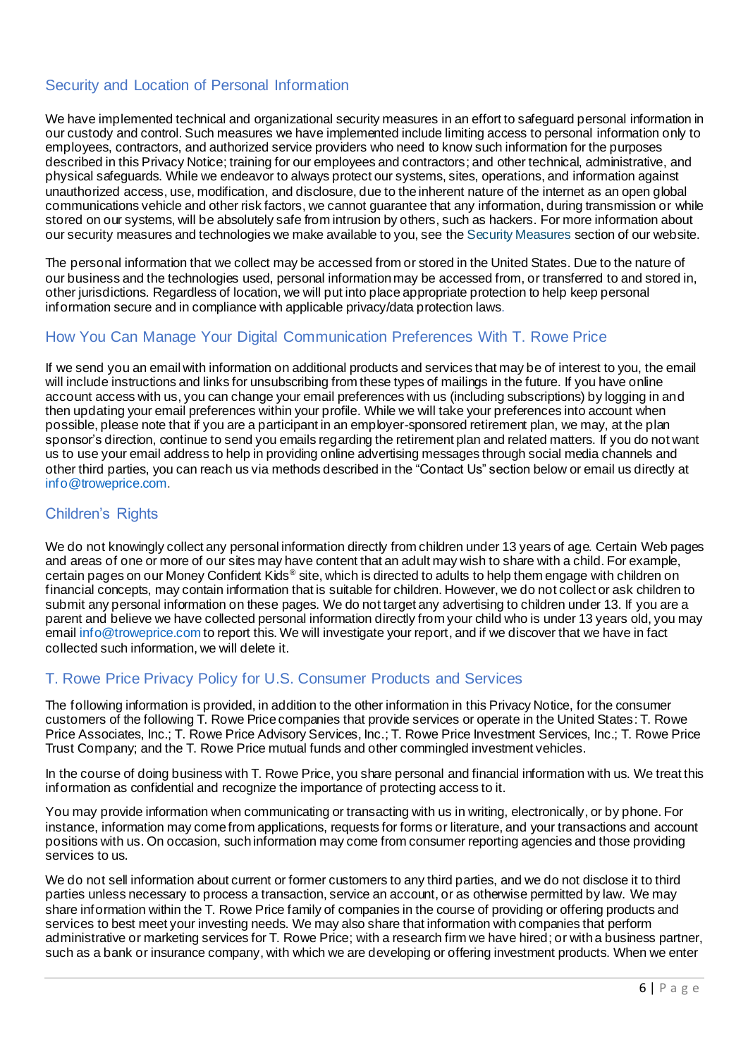## Security and Location of Personal Information

We have implemented technical and organizational security measures in an effort to safeguard personal information in our custody and control. Such measures we have implemented include limiting access to personal information only to employees, contractors, and authorized service providers who need to know such information for the purposes described in this Privacy Notice; training for our employees and contractors; and other technical, administrative, and physical safeguards. While we endeavor to always protect our systems, sites, operations, and information against unauthorized access, use, modification, and disclosure, due to the inherent nature of the internet as an open global communications vehicle and other risk factors, we cannot guarantee that any information, during transmission or while stored on our systems, will be absolutely safe from intrusion by others, such as hackers. For more information about our security measures and technologies we make available to you, see the Security Measures section of our website.

The personal information that we collect may be accessed from or stored in the United States. Due to the nature of our business and the technologies used, personal information may be accessed from, or transferred to and stored in, other jurisdictions. Regardless of location, we will put into place appropriate protection to help keep personal information secure and in compliance with applicable privacy/data protection laws.

## How You Can Manage Your Digital Communication Preferences With T. Rowe Price

If we send you an email with information on additional products and services that may be of interest to you, the email will include instructions and links for unsubscribing from these types of mailings in the future. If you have online account access with us, you can change your email preferences with us (including subscriptions) by logging in and then updating your email preferences within your profile. While we will take your preferences into account when possible, please note that if you are a participant in an employer-sponsored retirement plan, we may, at the plan sponsor's direction, continue to send you emails regarding the retirement plan and related matters. If you do not want us to use your email address to help in providing online advertising messages through social media channels and other third parties, you can reach us via methods described in the "Contact Us" section below or email us directly at info@troweprice.com.

## Children's Rights

We do not knowingly collect any personal information directly from children under 13 years of age. Certain Web pages and areas of one or more of our sites may have content that an adult may wish to share with a child. For example, certain pages on our Money Confident Kids® site, which is directed to adults to help them engage with children on financial concepts, may contain information that is suitable for children. However, we do not collect or ask children to submit any personal information on these pages. We do not target any advertising to children under 13. If you are a parent and believe we have collected personal information directly from your child who is under 13 years old, you may email info@troweprice.com to report this. We will investigate your report, and if we discover that we have in fact collected such information, we will delete it.

## T. Rowe Price Privacy Policy for U.S. Consumer Products and Services

The following information is provided, in addition to the other information in this Privacy Notice, for the consumer customers of the following T. Rowe Price companies that provide services or operate in the United States: T. Rowe Price Associates, Inc.; T. Rowe Price Advisory Services, Inc.; T. Rowe Price Investment Services, Inc.; T. Rowe Price Trust Company; and the T. Rowe Price mutual funds and other commingled investment vehicles.

In the course of doing business with T. Rowe Price, you share personal and financial information with us. We treat this information as confidential and recognize the importance of protecting access to it.

You may provide information when communicating or transacting with us in writing, electronically, or by phone. For instance, information may come from applications, requests for forms or literature, and your transactions and account positions with us. On occasion, such information may come from consumer reporting agencies and those providing services to us.

We do not sell information about current or former customers to any third parties, and we do not disclose it to third parties unless necessary to process a transaction, service an account, or as otherwise permitted by law. We may share information within the T. Rowe Price family of companies in the course of providing or offering products and services to best meet your investing needs. We may also share that information with companies that perform administrative or marketing services for T. Rowe Price; with a research firm we have hired; or with a business partner, such as a bank or insurance company, with which we are developing or offering investment products. When we enter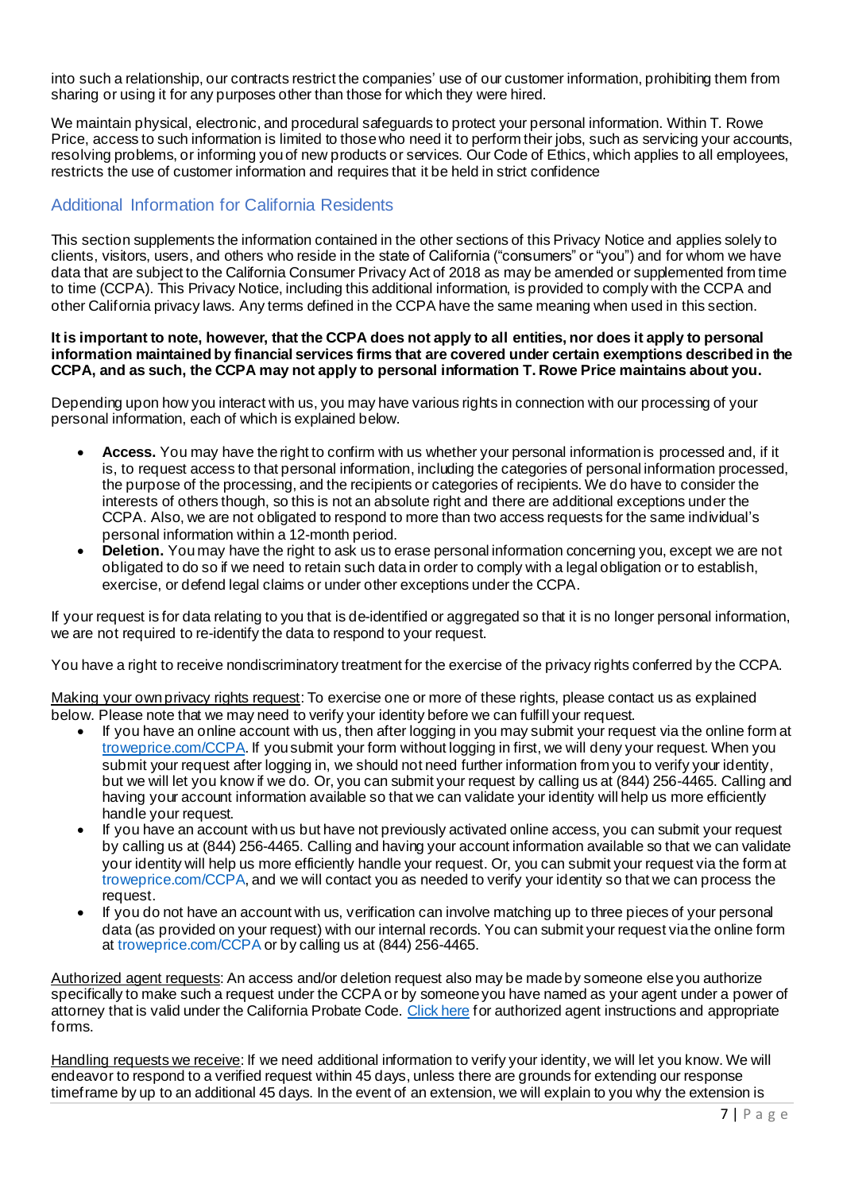into such a relationship, our contracts restrict the companies' use of our customer information, prohibiting them from sharing or using it for any purposes other than those for which they were hired.

We maintain physical, electronic, and procedural safeguards to protect your personal information. Within T. Rowe Price, access to such information is limited to those who need it to perform their jobs, such as servicing your accounts, resolving problems, or informing you of new products or services. Our Code of Ethics, which applies to all employees, restricts the use of customer information and requires that it be held in strict confidence

## Additional Information for California Residents

This section supplements the information contained in the other sections of this Privacy Notice and applies solely to clients, visitors, users, and others who reside in the state of California ("consumers" or "you") and for whom we have data that are subject to the California Consumer Privacy Act of 2018 as may be amended or supplemented from time to time (CCPA). This Privacy Notice, including this additional information, is provided to comply with the CCPA and other California privacy laws. Any terms defined in the CCPA have the same meaning when used in this section.

**It is important to note, however, that the CCPA does not apply to all entities, nor does it apply to personal information maintained by financial services firms that are covered under certain exemptions described in the CCPA, and as such, the CCPA may not apply to personal information T. Rowe Price maintains about you.**

Depending upon how you interact with us, you may have various rights in connection with our processing of your personal information, each of which is explained below.

- **Access.** You may have the right to confirm with us whether your personal information is processed and, if it is, to request access to that personal information, including the categories of personal information processed, the purpose of the processing, and the recipients or categories of recipients. We do have to consider the interests of others though, so this is not an absolute right and there are additional exceptions under the CCPA. Also, we are not obligated to respond to more than two access requests for the same individual's personal information within a 12-month period.
- **Deletion.** You may have the right to ask us to erase personal information concerning you, except we are not obligated to do so if we need to retain such data in order to comply with a legal obligation or to establish, exercise, or defend legal claims or under other exceptions under the CCPA.

If your request is for data relating to you that is de-identified or aggregated so that it is no longer personal information, we are not required to re-identify the data to respond to your request.

You have a right to receive nondiscriminatory treatment for the exercise of the privacy rights conferred by the CCPA.

Making your own privacy rights request: To exercise one or more of these rights, please contact us as explained below. Please note that we may need to verify your identity before we can fulfill your request.

- If you have an online account with us, then after logging in you may submit your request via the online form at troweprice.com/CCPA. If you submit your form without logging in first, we will deny your request. When you submit your request after logging in, we should not need further information from you to verify your identity, but we will let you know if we do. Or, you can submit your request by calling us at (844) 256-4465. Calling and having your account information available so that we can validate your identity will help us more efficiently handle your request.
- If you have an account with us but have not previously activated online access, you can submit your request by calling us at (844) 256-4465. Calling and having your account information available so that we can validate your identity will help us more efficiently handle your request. Or, you can submit your request via the form at troweprice.com/CCPA, and we will contact you as needed to verify your identity so that we can process the request.
- If you do not have an account with us, verification can involve matching up to three pieces of your personal data (as provided on your request) with our internal records. You can submit your request via the online form at troweprice.com/CCPA or by calling us at (844) 256-4465.

Authorized agent requests: An access and/or deletion request also may be made by someone else you authorize specifically to make such a request under the CCPA or by someone you have named as your agent under a power of attorney that is valid under the California Probate Code. Click here for authorized agent instructions and appropriate forms.

Handling requests we receive: If we need additional information to verify your identity, we will let you know. We will endeavor to respond to a verified request within 45 days, unless there are grounds for extending our response timeframe by up to an additional 45 days. In the event of an extension, we will explain to you why the extension is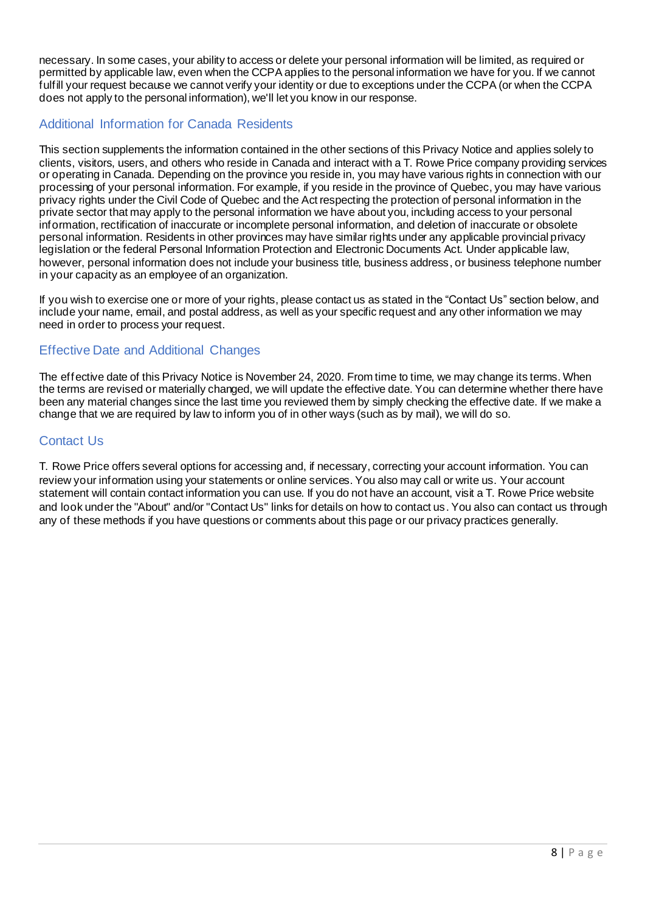necessary. In some cases, your ability to access or delete your personal information will be limited, as required or permitted by applicable law, even when the CCPA applies to the personal information we have for you. If we cannot fulfill your request because we cannot verify your identity or due to exceptions under the CCPA (or when the CCPA does not apply to the personal information), we'll let you know in our response.

## Additional Information for Canada Residents

This section supplements the information contained in the other sections of this Privacy Notice and applies solely to clients, visitors, users, and others who reside in Canada and interact with a T. Rowe Price company providing services or operating in Canada. Depending on the province you reside in, you may have various rights in connection with our processing of your personal information. For example, if you reside in the province of Quebec, you may have various privacy rights under the Civil Code of Quebec and the Act respecting the protection of personal information in the private sector that may apply to the personal information we have about you, including access to your personal information, rectification of inaccurate or incomplete personal information, and deletion of inaccurate or obsolete personal information. Residents in other provinces may have similar rights under any applicable provincial privacy legislation or the federal Personal Information Protection and Electronic Documents Act. Under applicable law, however, personal information does not include your business title, business address, or business telephone number in your capacity as an employee of an organization.

If you wish to exercise one or more of your rights, please contact us as stated in the "Contact Us" section below, and include your name, email, and postal address, as well as your specific request and any other information we may need in order to process your request.

## Effective Date and Additional Changes

The effective date of this Privacy Notice is November 24, 2020. From time to time, we may change its terms. When the terms are revised or materially changed, we will update the effective date. You can determine whether there have been any material changes since the last time you reviewed them by simply checking the effective date. If we make a change that we are required by law to inform you of in other ways (such as by mail), we will do so.

## Contact Us

T. Rowe Price offers several options for accessing and, if necessary, correcting your account information. You can review your information using your statements or online services. You also may call or write us. Your account statement will contain contact information you can use. If you do not have an account, visit a T. Rowe Price website and look under the "About" and/or "Contact Us" links for details on how to contact us. You also can contact us through any of these methods if you have questions or comments about this page or our privacy practices generally.